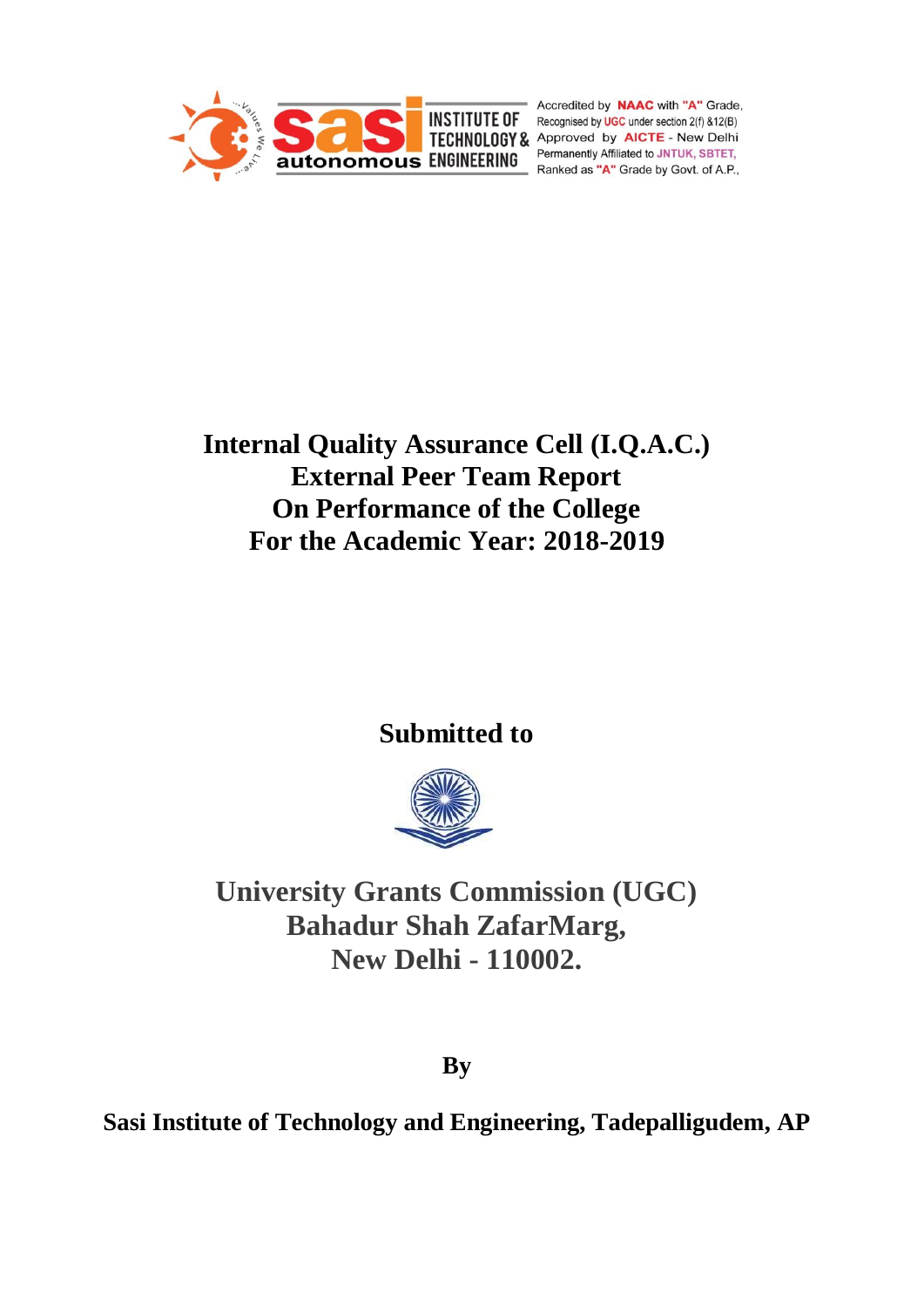Accredited by **NAAC** with **"A"** Grade,
Recognised by **UGC** under section 2(f) &12(B)
Approved by **AICTE** - New Delhi
Permanently Affiliated to **JNTUK, SBTET,**
Ranked as **"A"** Grade by Govt. of A.P.,

# Internal Quality Assurance Cell (I.Q.A.C.)
# External Peer Team Report
# On Performance of the College
# For the Academic Year: 2018-2019

## Submitted to

## University Grants Commission (UGC)
## Bahadur Shah ZafarMarg,
## New Delhi - 110002.

**By**

**Sasi Institute of Technology and Engineering, Tadepalligudem, AP**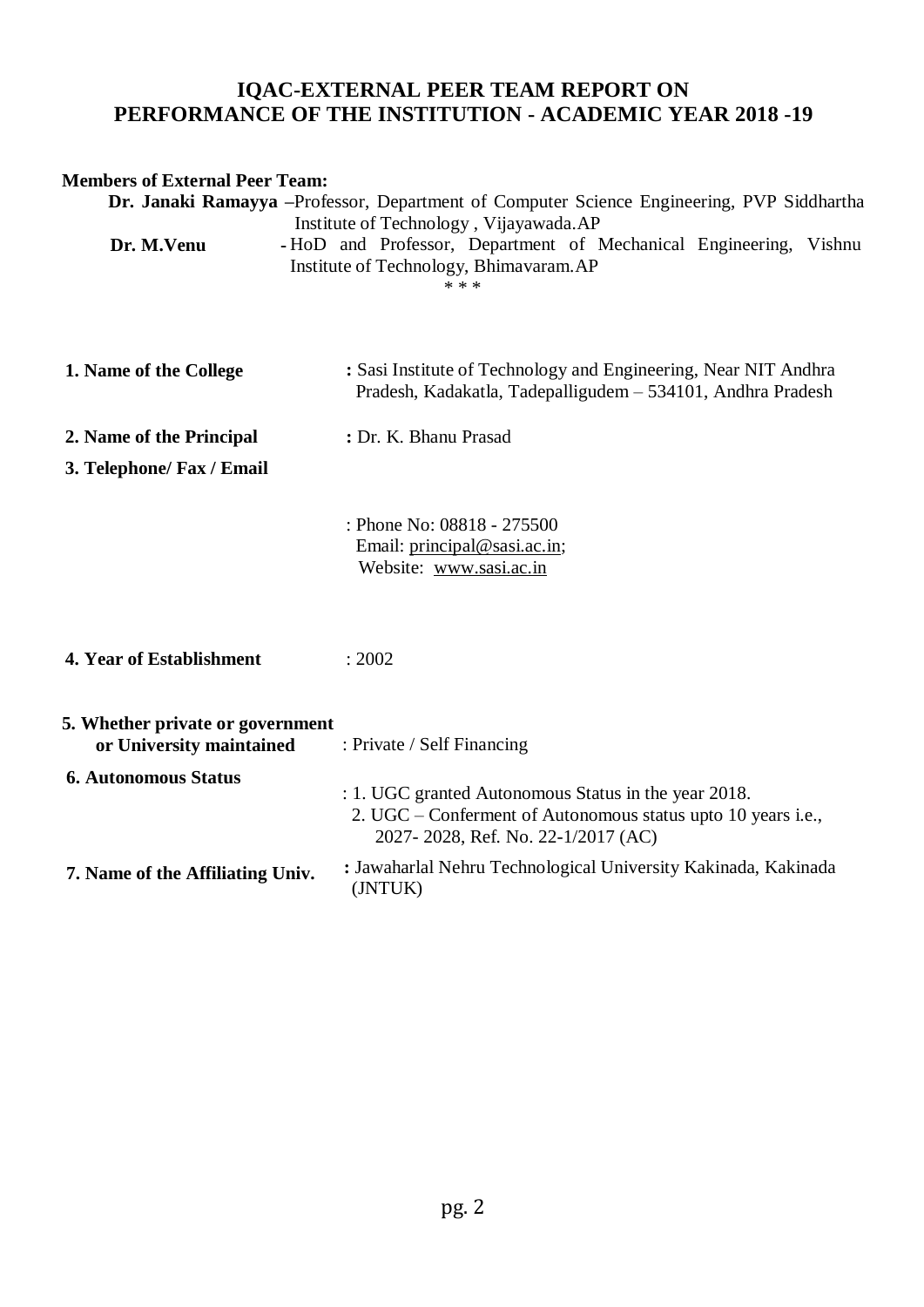# IQAC-EXTERNAL PEER TEAM REPORT ON PERFORMANCE OF THE INSTITUTION - ACADEMIC YEAR 2018 -19

**Members of External Peer Team:**

**Dr. Janaki Ramayya** –Professor, Department of Computer Science Engineering, PVP Siddhartha Institute of Technology , Vijayawada.AP

**Dr. M.Venu** - HoD and Professor, Department of Mechanical Engineering, Vishnu Institute of Technology, Bhimavaram.AP

\* \* \*

**1. Name of the College** : Sasi Institute of Technology and Engineering, Near NIT Andhra Pradesh, Kadakatla, Tadepalligudem – 534101, Andhra Pradesh

**2. Name of the Principal** : Dr. K. Bhanu Prasad

**3. Telephone/ Fax / Email** : Phone No: 08818 - 275500
Email: principal@sasi.ac.in;
Website: www.sasi.ac.in

**4. Year of Establishment** : 2002

**5. Whether private or government or University maintained** : Private / Self Financing

**6. Autonomous Status** :
1. UGC granted Autonomous Status in the year 2018.
2. UGC – Conferment of Autonomous status upto 10 years i.e., 2027- 2028, Ref. No. 22-1/2017 (AC)

**7. Name of the Affiliating Univ.** : Jawaharlal Nehru Technological University Kakinada, Kakinada (JNTUK)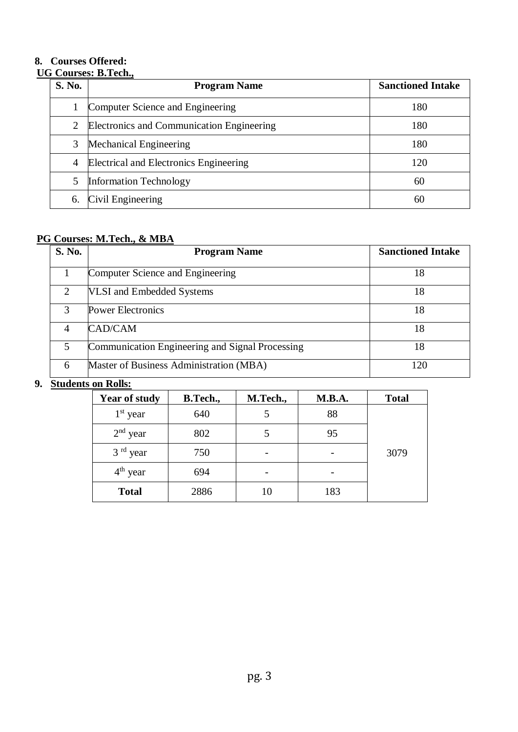**8. Courses Offered:**

**UG Courses: B.Tech.,**

| S. No. | Program Name | Sanctioned Intake |
|---|---|---|
| 1 | Computer Science and Engineering | 180 |
| 2 | Electronics and Communication Engineering | 180 |
| 3 | Mechanical Engineering | 180 |
| 4 | Electrical and Electronics Engineering | 120 |
| 5 | Information Technology | 60 |
| 6. | Civil Engineering | 60 |

**PG Courses: M.Tech., & MBA**

| S. No. | Program Name | Sanctioned Intake |
|---|---|---|
| 1 | Computer Science and Engineering | 18 |
| 2 | VLSI and Embedded Systems | 18 |
| 3 | Power Electronics | 18 |
| 4 | CAD/CAM | 18 |
| 5 | Communication Engineering and Signal Processing | 18 |
| 6 | Master of Business Administration (MBA) | 120 |

**9. Students on Rolls:**

| Year of study | B.Tech., | M.Tech., | M.B.A. | Total |
|---|---|---|---|---|
| 1st year | 640 | 5 | 88 | 3079 |
| 2nd year | 802 | 5 | 95 | |
| 3 rd year | 750 | - | - | |
| 4th year | 694 | - | - | |
| **Total** | 2886 | 10 | 183 | |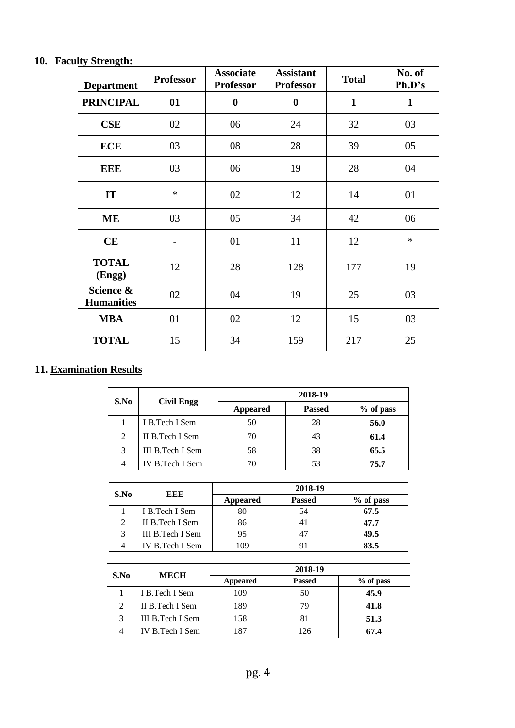## 10. Faculty Strength:

| Department | Professor | Associate Professor | Assistant Professor | Total | No. of Ph.D's |
|---|---|---|---|---|---|
| **PRINCIPAL** | **01** | **0** | **0** | **1** | **1** |
| **CSE** | 02 | 06 | 24 | 32 | 03 |
| **ECE** | 03 | 08 | 28 | 39 | 05 |
| **EEE** | 03 | 06 | 19 | 28 | 04 |
| **IT** | * | 02 | 12 | 14 | 01 |
| **ME** | 03 | 05 | 34 | 42 | 06 |
| **CE** | - | 01 | 11 | 12 | * |
| **TOTAL (Engg)** | 12 | 28 | 128 | 177 | 19 |
| **Science & Humanities** | 02 | 04 | 19 | 25 | 03 |
| **MBA** | 01 | 02 | 12 | 15 | 03 |
| **TOTAL** | 15 | 34 | 159 | 217 | 25 |

## 11. Examination Results

| S.No | Civil Engg | 2018-19 | | |
|---|---|---|---|---|
| | | **Appeared** | **Passed** | **% of pass** |
| 1 | I B.Tech I Sem | 50 | 28 | **56.0** |
| 2 | II B.Tech I Sem | 70 | 43 | **61.4** |
| 3 | III B.Tech I Sem | 58 | 38 | **65.5** |
| 4 | IV B.Tech I Sem | 70 | 53 | **75.7** |

| S.No | EEE | 2018-19 | | |
|---|---|---|---|---|
| | | **Appeared** | **Passed** | **% of pass** |
| 1 | I B.Tech I Sem | 80 | 54 | **67.5** |
| 2 | II B.Tech I Sem | 86 | 41 | **47.7** |
| 3 | III B.Tech I Sem | 95 | 47 | **49.5** |
| 4 | IV B.Tech I Sem | 109 | 91 | **83.5** |

| S.No | MECH | 2018-19 | | |
|---|---|---|---|---|
| | | **Appeared** | **Passed** | **% of pass** |
| 1 | I B.Tech I Sem | 109 | 50 | **45.9** |
| 2 | II B.Tech I Sem | 189 | 79 | **41.8** |
| 3 | III B.Tech I Sem | 158 | 81 | **51.3** |
| 4 | IV B.Tech I Sem | 187 | 126 | **67.4** |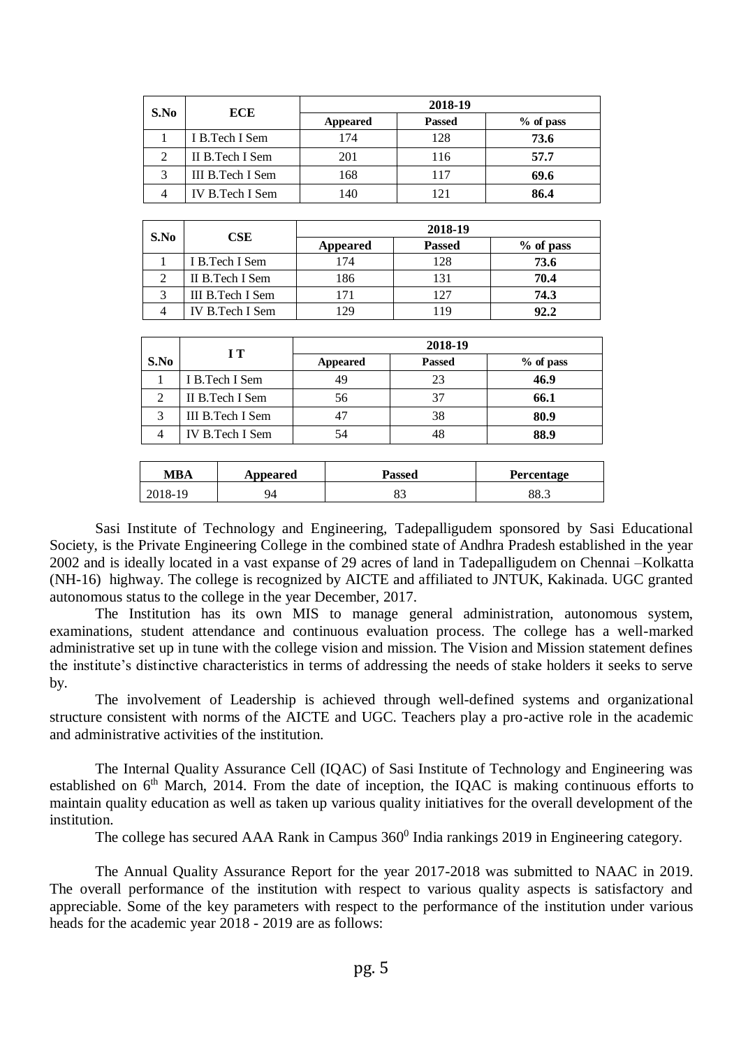| S.No | ECE | 2018-19 | | |
|---|---|---|---|---|
| | | Appeared | Passed | % of pass |
| 1 | I B.Tech I Sem | 174 | 128 | **73.6** |
| 2 | II B.Tech I Sem | 201 | 116 | **57.7** |
| 3 | III B.Tech I Sem | 168 | 117 | **69.6** |
| 4 | IV B.Tech I Sem | 140 | 121 | **86.4** |

| S.No | CSE | 2018-19 | | |
|---|---|---|---|---|
| | | Appeared | Passed | % of pass |
| 1 | I B.Tech I Sem | 174 | 128 | **73.6** |
| 2 | II B.Tech I Sem | 186 | 131 | **70.4** |
| 3 | III B.Tech I Sem | 171 | 127 | **74.3** |
| 4 | IV B.Tech I Sem | 129 | 119 | **92.2** |

| S.No | I T | 2018-19 | | |
|---|---|---|---|---|
| | | Appeared | Passed | % of pass |
| 1 | I B.Tech I Sem | 49 | 23 | **46.9** |
| 2 | II B.Tech I Sem | 56 | 37 | **66.1** |
| 3 | III B.Tech I Sem | 47 | 38 | **80.9** |
| 4 | IV B.Tech I Sem | 54 | 48 | **88.9** |

| MBA | Appeared | Passed | Percentage |
|---|---|---|---|
| 2018-19 | 94 | 83 | 88.3 |

Sasi Institute of Technology and Engineering, Tadepalligudem sponsored by Sasi Educational Society, is the Private Engineering College in the combined state of Andhra Pradesh established in the year 2002 and is ideally located in a vast expanse of 29 acres of land in Tadepalligudem on Chennai –Kolkatta (NH-16) highway. The college is recognized by AICTE and affiliated to JNTUK, Kakinada. UGC granted autonomous status to the college in the year December, 2017.

The Institution has its own MIS to manage general administration, autonomous system, examinations, student attendance and continuous evaluation process. The college has a well-marked administrative set up in tune with the college vision and mission. The Vision and Mission statement defines the institute's distinctive characteristics in terms of addressing the needs of stake holders it seeks to serve by.

The involvement of Leadership is achieved through well-defined systems and organizational structure consistent with norms of the AICTE and UGC. Teachers play a pro-active role in the academic and administrative activities of the institution.

The Internal Quality Assurance Cell (IQAC) of Sasi Institute of Technology and Engineering was established on 6th March, 2014. From the date of inception, the IQAC is making continuous efforts to maintain quality education as well as taken up various quality initiatives for the overall development of the institution.

The college has secured AAA Rank in Campus $360^0$ India rankings 2019 in Engineering category.

The Annual Quality Assurance Report for the year 2017-2018 was submitted to NAAC in 2019. The overall performance of the institution with respect to various quality aspects is satisfactory and appreciable. Some of the key parameters with respect to the performance of the institution under various heads for the academic year 2018 - 2019 are as follows: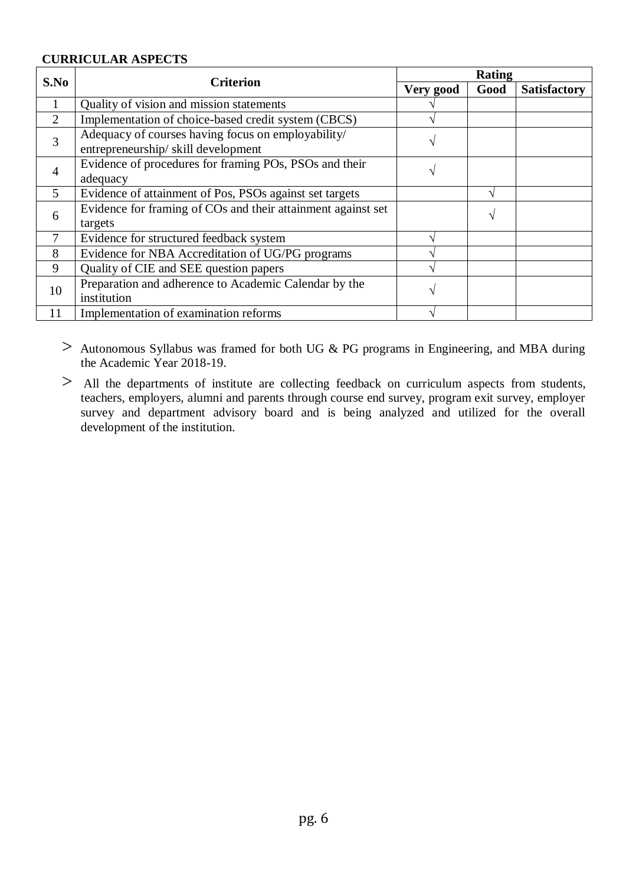**CURRICULAR ASPECTS**

| S.No | Criterion | Rating | | |
|---|---|---|---|---|
| | | Very good | Good | Satisfactory |
| 1 | Quality of vision and mission statements | √ | | |
| 2 | Implementation of choice-based credit system (CBCS) | √ | | |
| 3 | Adequacy of courses having focus on employability/ entrepreneurship/ skill development | √ | | |
| 4 | Evidence of procedures for framing POs, PSOs and their adequacy | √ | | |
| 5 | Evidence of attainment of Pos, PSOs against set targets | | √ | |
| 6 | Evidence for framing of COs and their attainment against set targets | | √ | |
| 7 | Evidence for structured feedback system | √ | | |
| 8 | Evidence for NBA Accreditation of UG/PG programs | √ | | |
| 9 | Quality of CIE and SEE question papers | √ | | |
| 10 | Preparation and adherence to Academic Calendar by the institution | √ | | |
| 11 | Implementation of examination reforms | √ | | |

- Autonomous Syllabus was framed for both UG & PG programs in Engineering, and MBA during the Academic Year 2018-19.
- All the departments of institute are collecting feedback on curriculum aspects from students, teachers, employers, alumni and parents through course end survey, program exit survey, employer survey and department advisory board and is being analyzed and utilized for the overall development of the institution.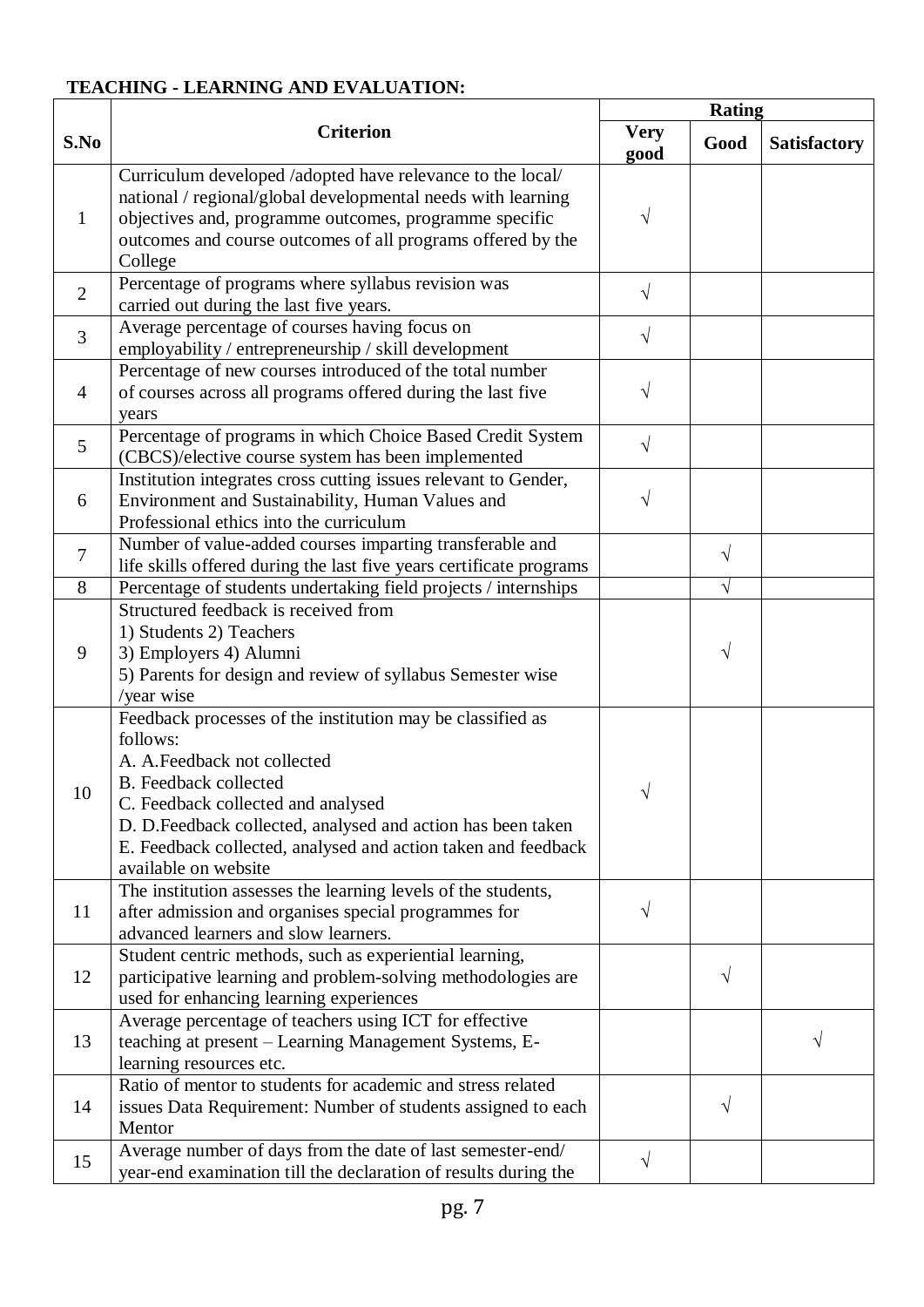**TEACHING - LEARNING AND EVALUATION:**

| S.No | Criterion | Rating | | |
|---|---|---|---|---|
| | | Very good | Good | Satisfactory |
| 1 | Curriculum developed /adopted have relevance to the local/ national / regional/global developmental needs with learning objectives and, programme outcomes, programme specific outcomes and course outcomes of all programs offered by the College | √ | | |
| 2 | Percentage of programs where syllabus revision was carried out during the last five years. | √ | | |
| 3 | Average percentage of courses having focus on employability / entrepreneurship / skill development | √ | | |
| 4 | Percentage of new courses introduced of the total number of courses across all programs offered during the last five years | √ | | |
| 5 | Percentage of programs in which Choice Based Credit System (CBCS)/elective course system has been implemented | √ | | |
| 6 | Institution integrates cross cutting issues relevant to Gender, Environment and Sustainability, Human Values and Professional ethics into the curriculum | √ | | |
| 7 | Number of value-added courses imparting transferable and life skills offered during the last five years certificate programs | | √ | |
| 8 | Percentage of students undertaking field projects / internships | | √ | |
| 9 | Structured feedback is received from<br>1) Students 2) Teachers<br>3) Employers 4) Alumni<br>5) Parents for design and review of syllabus Semester wise /year wise | | √ | |
| 10 | Feedback processes of the institution may be classified as follows:<br>A. A.Feedback not collected<br>B. Feedback collected<br>C. Feedback collected and analysed<br>D. D.Feedback collected, analysed and action has been taken<br>E. Feedback collected, analysed and action taken and feedback available on website | √ | | |
| 11 | The institution assesses the learning levels of the students, after admission and organises special programmes for advanced learners and slow learners. | √ | | |
| 12 | Student centric methods, such as experiential learning, participative learning and problem-solving methodologies are used for enhancing learning experiences | | √ | |
| 13 | Average percentage of teachers using ICT for effective teaching at present – Learning Management Systems, E-learning resources etc. | | | √ |
| 14 | Ratio of mentor to students for academic and stress related issues Data Requirement: Number of students assigned to each Mentor | | √ | |
| 15 | Average number of days from the date of last semester-end/ year-end examination till the declaration of results during the | √ | | |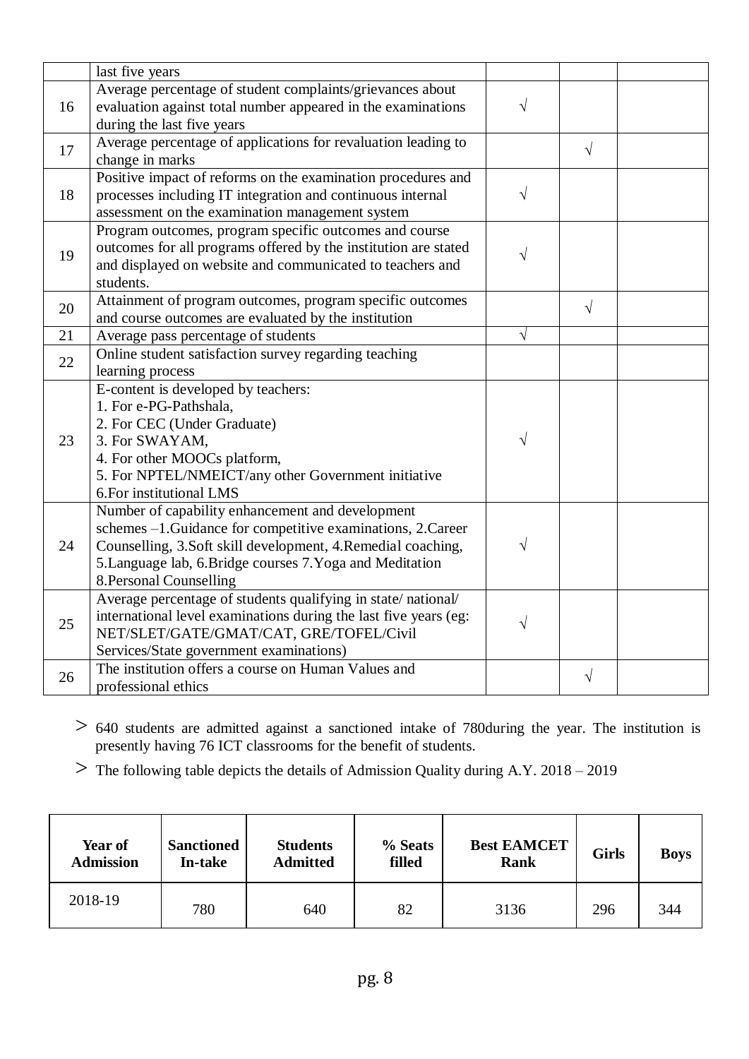|  | last five years |  |  |  |
|---|---|---|---|---|
| 16 | Average percentage of student complaints/grievances about evaluation against total number appeared in the examinations during the last five years | √ |  |  |
| 17 | Average percentage of applications for revaluation leading to change in marks |  | √ |  |
| 18 | Positive impact of reforms on the examination procedures and processes including IT integration and continuous internal assessment on the examination management system | √ |  |  |
| 19 | Program outcomes, program specific outcomes and course outcomes for all programs offered by the institution are stated and displayed on website and communicated to teachers and students. | √ |  |  |
| 20 | Attainment of program outcomes, program specific outcomes and course outcomes are evaluated by the institution |  | √ |  |
| 21 | Average pass percentage of students | √ |  |  |
| 22 | Online student satisfaction survey regarding teaching learning process |  |  |  |
| 23 | E-content is developed by teachers:<br>1. For e-PG-Pathshala,<br>2. For CEC (Under Graduate)<br>3. For SWAYAM,<br>4. For other MOOCs platform,<br>5. For NPTEL/NMEICT/any other Government initiative<br>6.For institutional LMS | √ |  |  |
| 24 | Number of capability enhancement and development schemes –1.Guidance for competitive examinations, 2.Career Counselling, 3.Soft skill development, 4.Remedial coaching, 5.Language lab, 6.Bridge courses 7.Yoga and Meditation 8.Personal Counselling | √ |  |  |
| 25 | Average percentage of students qualifying in state/ national/ international level examinations during the last five years (eg: NET/SLET/GATE/GMAT/CAT, GRE/TOFEL/Civil Services/State government examinations) | √ |  |  |
| 26 | The institution offers a course on Human Values and professional ethics |  | √ |  |

> 640 students are admitted against a sanctioned intake of 780during the year. The institution is presently having 76 ICT classrooms for the benefit of students.

> The following table depicts the details of Admission Quality during A.Y. 2018 – 2019

| **Year of Admission** | **Sanctioned In-take** | **Students Admitted** | **% Seats filled** | **Best EAMCET Rank** | **Girls** | **Boys** |
|---|---|---|---|---|---|---|
| 2018-19 | 780 | 640 | 82 | 3136 | 296 | 344 |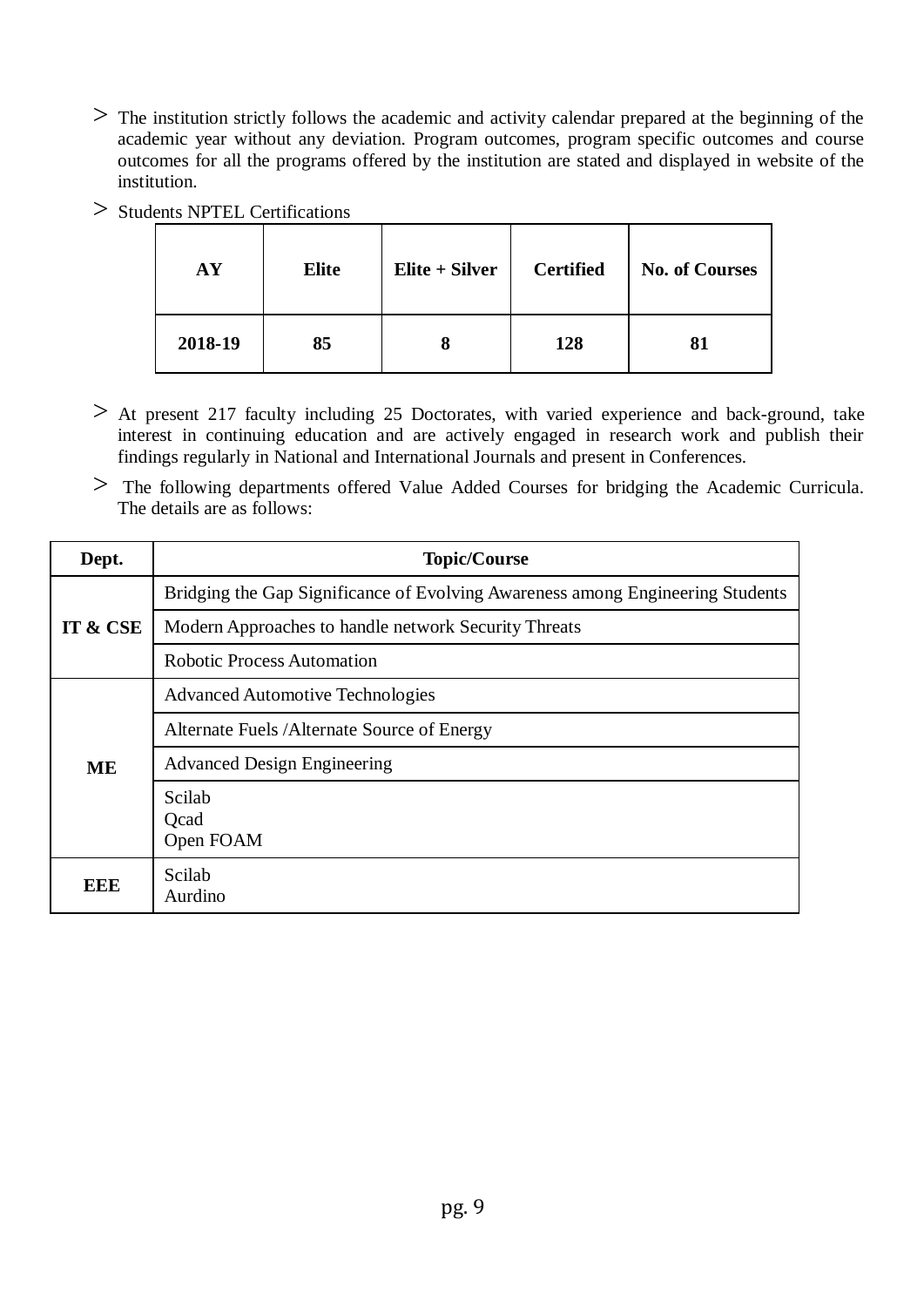- The institution strictly follows the academic and activity calendar prepared at the beginning of the academic year without any deviation. Program outcomes, program specific outcomes and course outcomes for all the programs offered by the institution are stated and displayed in website of the institution.
- Students NPTEL Certifications

| AY | Elite | Elite + Silver | Certified | No. of Courses |
|---|---|---|---|---|
| 2018-19 | 85 | 8 | 128 | 81 |

- At present 217 faculty including 25 Doctorates, with varied experience and back-ground, take interest in continuing education and are actively engaged in research work and publish their findings regularly in National and International Journals and present in Conferences.
- The following departments offered Value Added Courses for bridging the Academic Curricula. The details are as follows:

| Dept. | Topic/Course |
|---|---|
| IT & CSE | Bridging the Gap Significance of Evolving Awareness among Engineering Students |
| | Modern Approaches to handle network Security Threats |
| | Robotic Process Automation |
| ME | Advanced Automotive Technologies |
| | Alternate Fuels /Alternate Source of Energy |
| | Advanced Design Engineering |
| | Scilab<br>Qcad<br>Open FOAM |
| EEE | Scilab<br>Aurdino |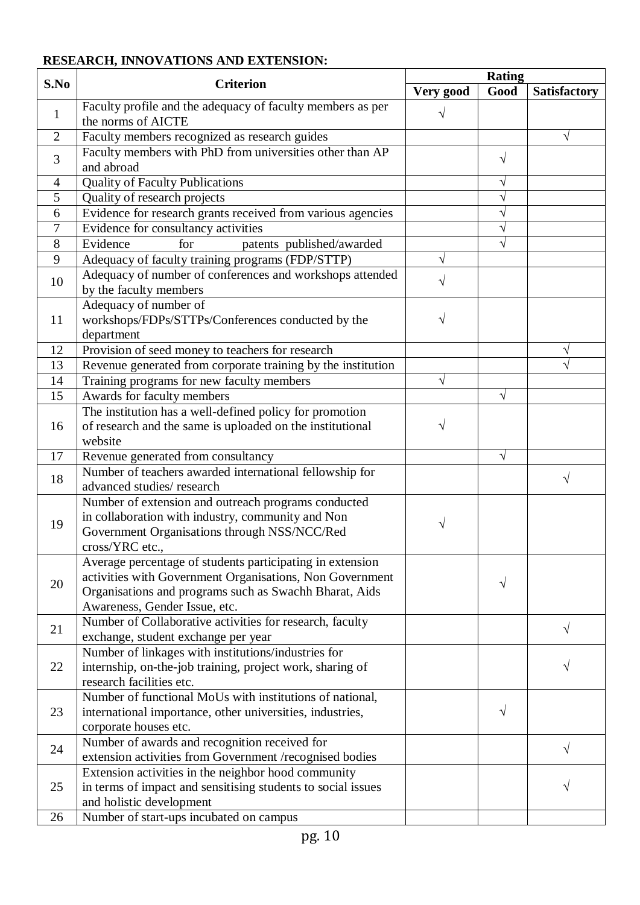**RESEARCH, INNOVATIONS AND EXTENSION:**

| S.No | Criterion | Rating | | |
|---|---|---|---|---|
| | | Very good | Good | Satisfactory |
| 1 | Faculty profile and the adequacy of faculty members as per the norms of AICTE | √ | | |
| 2 | Faculty members recognized as research guides | | | √ |
| 3 | Faculty members with PhD from universities other than AP and abroad | | √ | |
| 4 | Quality of Faculty Publications | | √ | |
| 5 | Quality of research projects | | √ | |
| 6 | Evidence for research grants received from various agencies | | √ | |
| 7 | Evidence for consultancy activities | | √ | |
| 8 | Evidence for patents published/awarded | | √ | |
| 9 | Adequacy of faculty training programs (FDP/STTP) | √ | | |
| 10 | Adequacy of number of conferences and workshops attended by the faculty members | √ | | |
| 11 | Adequacy of number of workshops/FDPs/STTPs/Conferences conducted by the department | √ | | |
| 12 | Provision of seed money to teachers for research | | | √ |
| 13 | Revenue generated from corporate training by the institution | | | √ |
| 14 | Training programs for new faculty members | √ | | |
| 15 | Awards for faculty members | | √ | |
| 16 | The institution has a well-defined policy for promotion of research and the same is uploaded on the institutional website | √ | | |
| 17 | Revenue generated from consultancy | | √ | |
| 18 | Number of teachers awarded international fellowship for advanced studies/ research | | | √ |
| 19 | Number of extension and outreach programs conducted in collaboration with industry, community and Non Government Organisations through NSS/NCC/Red cross/YRC etc., | √ | | |
| 20 | Average percentage of students participating in extension activities with Government Organisations, Non Government Organisations and programs such as Swachh Bharat, Aids Awareness, Gender Issue, etc. | | √ | |
| 21 | Number of Collaborative activities for research, faculty exchange, student exchange per year | | | √ |
| 22 | Number of linkages with institutions/industries for internship, on-the-job training, project work, sharing of research facilities etc. | | | √ |
| 23 | Number of functional MoUs with institutions of national, international importance, other universities, industries, corporate houses etc. | | √ | |
| 24 | Number of awards and recognition received for extension activities from Government /recognised bodies | | | √ |
| 25 | Extension activities in the neighbor hood community in terms of impact and sensitising students to social issues and holistic development | | | √ |
| 26 | Number of start-ups incubated on campus | | | |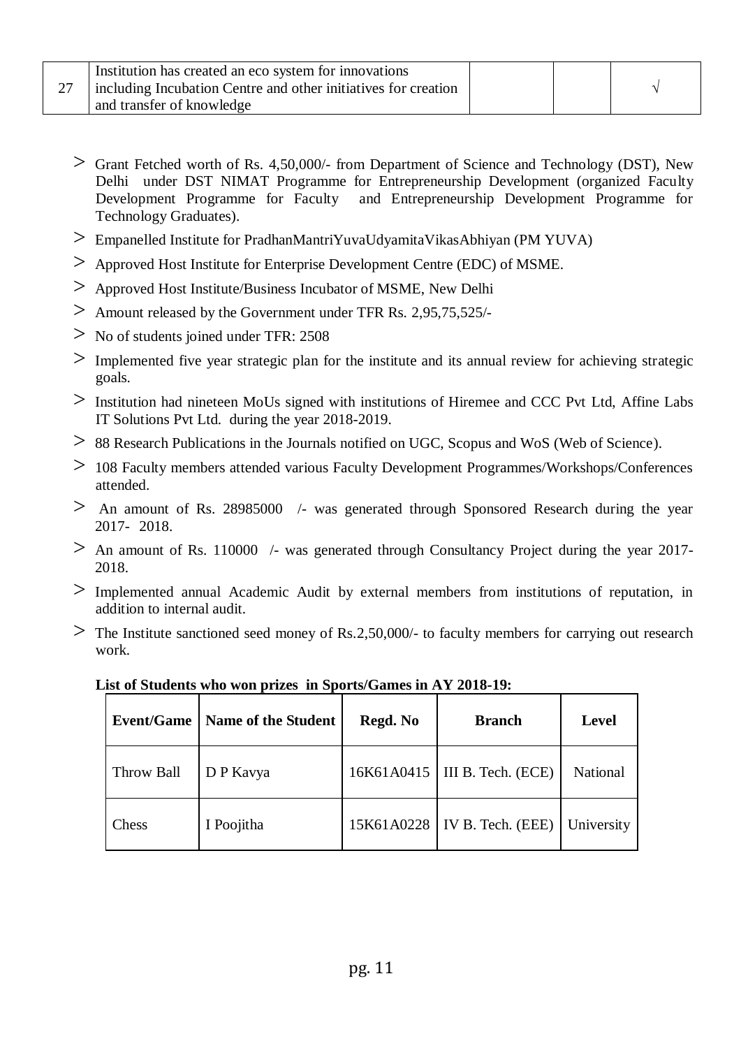| 27 | Institution has created an eco system for innovations including Incubation Centre and other initiatives for creation and transfer of knowledge | | | √ |
|---|---|---|---|---|

- Grant Fetched worth of Rs. 4,50,000/- from Department of Science and Technology (DST), New Delhi under DST NIMAT Programme for Entrepreneurship Development (organized Faculty Development Programme for Faculty and Entrepreneurship Development Programme for Technology Graduates).
- Empanelled Institute for PradhanMantriYuvaUdyamitaVikasAbhiyan (PM YUVA)
- Approved Host Institute for Enterprise Development Centre (EDC) of MSME.
- Approved Host Institute/Business Incubator of MSME, New Delhi
- Amount released by the Government under TFR Rs. 2,95,75,525/-
- No of students joined under TFR: 2508
- Implemented five year strategic plan for the institute and its annual review for achieving strategic goals.
- Institution had nineteen MoUs signed with institutions of Hiremee and CCC Pvt Ltd, Affine Labs IT Solutions Pvt Ltd. during the year 2018-2019.
- 88 Research Publications in the Journals notified on UGC, Scopus and WoS (Web of Science).
- 108 Faculty members attended various Faculty Development Programmes/Workshops/Conferences attended.
- An amount of Rs. 28985000 /- was generated through Sponsored Research during the year 2017- 2018.
- An amount of Rs. 110000 /- was generated through Consultancy Project during the year 2017-2018.
- Implemented annual Academic Audit by external members from institutions of reputation, in addition to internal audit.
- The Institute sanctioned seed money of Rs.2,50,000/- to faculty members for carrying out research work.

**List of Students who won prizes in Sports/Games in AY 2018-19:**

| Event/Game | Name of the Student | Regd. No | Branch | Level |
|---|---|---|---|---|
| Throw Ball | D P Kavya | 16K61A0415 | III B. Tech. (ECE) | National |
| Chess | I Poojitha | 15K61A0228 | IV B. Tech. (EEE) | University |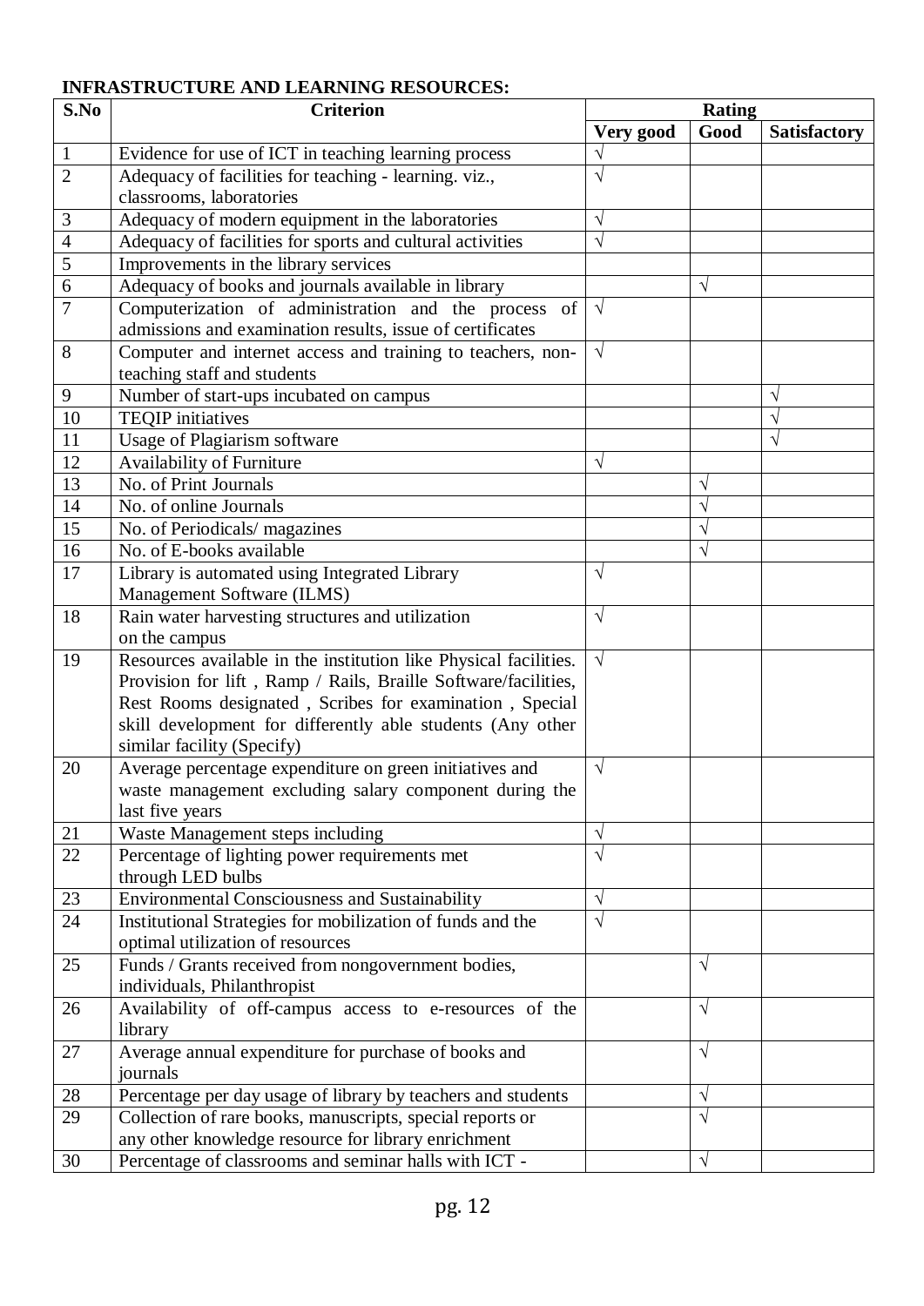**INFRASTRUCTURE AND LEARNING RESOURCES:**

| S.No | Criterion | Rating | | |
|---|---|---|---|---|
| | | **Very good** | **Good** | **Satisfactory** |
| 1 | Evidence for use of ICT in teaching learning process | √ | | |
| 2 | Adequacy of facilities for teaching - learning. viz., classrooms, laboratories | √ | | |
| 3 | Adequacy of modern equipment in the laboratories | √ | | |
| 4 | Adequacy of facilities for sports and cultural activities | √ | | |
| 5 | Improvements in the library services | | | |
| 6 | Adequacy of books and journals available in library | | √ | |
| 7 | Computerization of administration and the process of admissions and examination results, issue of certificates | √ | | |
| 8 | Computer and internet access and training to teachers, non-teaching staff and students | √ | | |
| 9 | Number of start-ups incubated on campus | | | √ |
| 10 | TEQIP initiatives | | | √ |
| 11 | Usage of Plagiarism software | | | √ |
| 12 | Availability of Furniture | √ | | |
| 13 | No. of Print Journals | | √ | |
| 14 | No. of online Journals | | √ | |
| 15 | No. of Periodicals/ magazines | | √ | |
| 16 | No. of E-books available | | √ | |
| 17 | Library is automated using Integrated Library Management Software (ILMS) | √ | | |
| 18 | Rain water harvesting structures and utilization on the campus | √ | | |
| 19 | Resources available in the institution like Physical facilities. Provision for lift , Ramp / Rails, Braille Software/facilities, Rest Rooms designated , Scribes for examination , Special skill development for differently able students (Any other similar facility (Specify) | √ | | |
| 20 | Average percentage expenditure on green initiatives and waste management excluding salary component during the last five years | √ | | |
| 21 | Waste Management steps including | √ | | |
| 22 | Percentage of lighting power requirements met through LED bulbs | √ | | |
| 23 | Environmental Consciousness and Sustainability | √ | | |
| 24 | Institutional Strategies for mobilization of funds and the optimal utilization of resources | √ | | |
| 25 | Funds / Grants received from nongovernment bodies, individuals, Philanthropist | | √ | |
| 26 | Availability of off-campus access to e-resources of the library | | √ | |
| 27 | Average annual expenditure for purchase of books and journals | | √ | |
| 28 | Percentage per day usage of library by teachers and students | | √ | |
| 29 | Collection of rare books, manuscripts, special reports or any other knowledge resource for library enrichment | | √ | |
| 30 | Percentage of classrooms and seminar halls with ICT - | | √ | |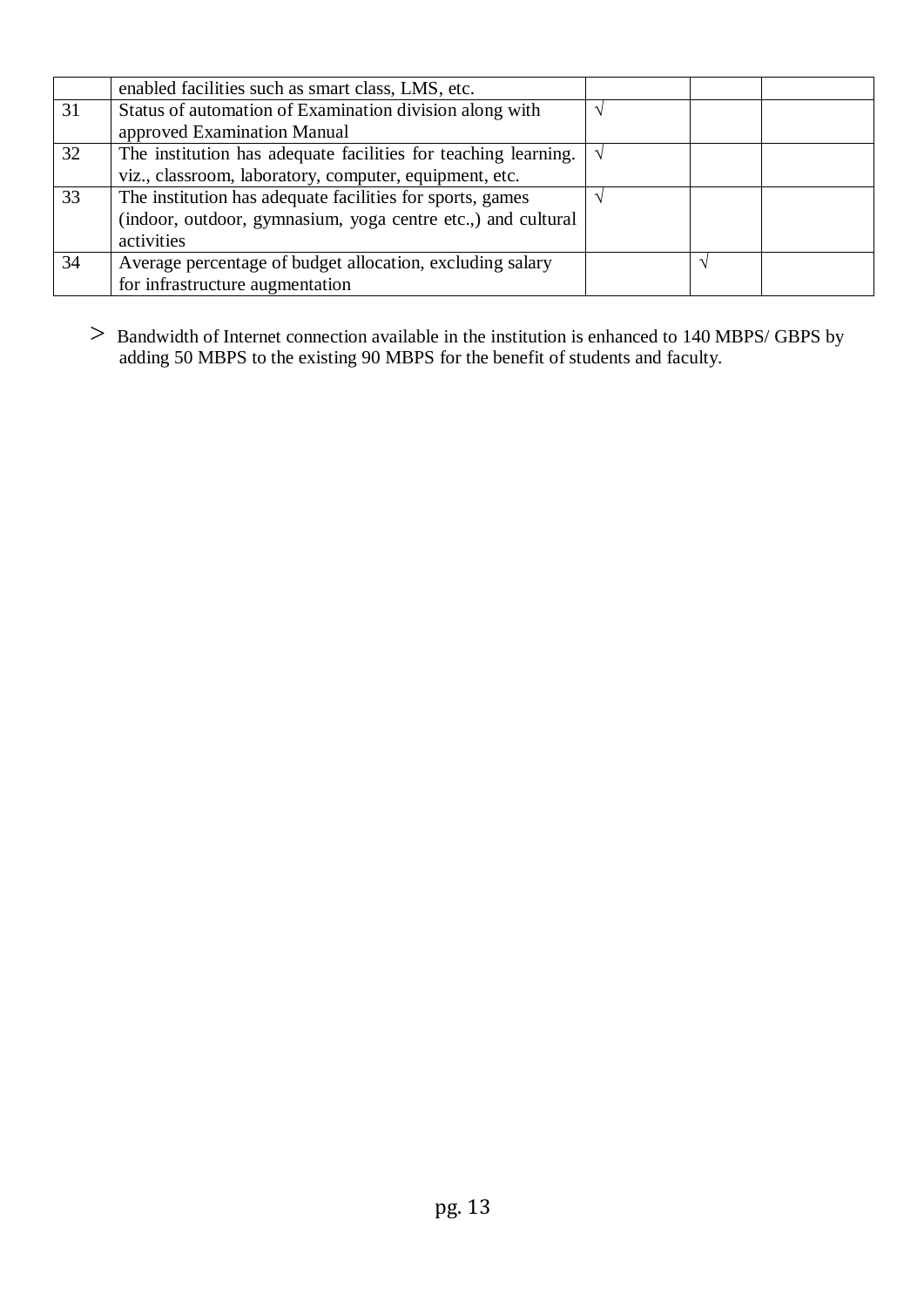| | | | | |
|---|---|---|---|---|
| | enabled facilities such as smart class, LMS, etc. | | | |
| 31 | Status of automation of Examination division along with approved Examination Manual | √ | | |
| 32 | The institution has adequate facilities for teaching learning. viz., classroom, laboratory, computer, equipment, etc. | √ | | |
| 33 | The institution has adequate facilities for sports, games (indoor, outdoor, gymnasium, yoga centre etc.,) and cultural activities | √ | | |
| 34 | Average percentage of budget allocation, excluding salary for infrastructure augmentation | | √ | |

> Bandwidth of Internet connection available in the institution is enhanced to 140 MBPS/ GBPS by adding 50 MBPS to the existing 90 MBPS for the benefit of students and faculty.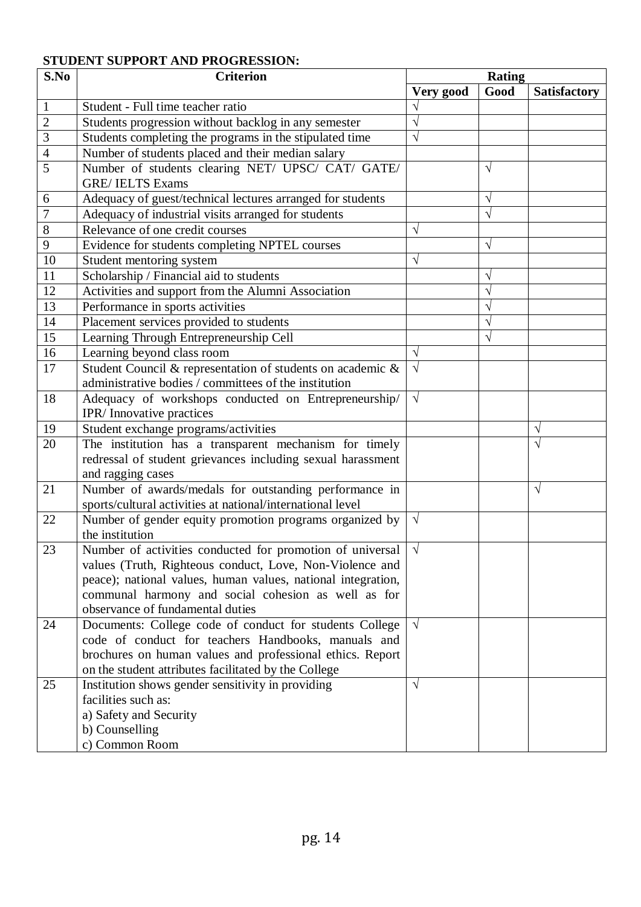**STUDENT SUPPORT AND PROGRESSION:**

| S.No | Criterion | Rating | | |
|---|---|---|---|---|
| | | Very good | Good | Satisfactory |
| 1 | Student - Full time teacher ratio | √ | | |
| 2 | Students progression without backlog in any semester | √ | | |
| 3 | Students completing the programs in the stipulated time | √ | | |
| 4 | Number of students placed and their median salary | | | |
| 5 | Number of students clearing NET/ UPSC/ CAT/ GATE/ GRE/ IELTS Exams | | √ | |
| 6 | Adequacy of guest/technical lectures arranged for students | | √ | |
| 7 | Adequacy of industrial visits arranged for students | | √ | |
| 8 | Relevance of one credit courses | √ | | |
| 9 | Evidence for students completing NPTEL courses | | √ | |
| 10 | Student mentoring system | √ | | |
| 11 | Scholarship / Financial aid to students | | √ | |
| 12 | Activities and support from the Alumni Association | | √ | |
| 13 | Performance in sports activities | | √ | |
| 14 | Placement services provided to students | | √ | |
| 15 | Learning Through Entrepreneurship Cell | | √ | |
| 16 | Learning beyond class room | √ | | |
| 17 | Student Council & representation of students on academic & administrative bodies / committees of the institution | √ | | |
| 18 | Adequacy of workshops conducted on Entrepreneurship/ IPR/ Innovative practices | √ | | |
| 19 | Student exchange programs/activities | | | √ |
| 20 | The institution has a transparent mechanism for timely redressal of student grievances including sexual harassment and ragging cases | | | √ |
| 21 | Number of awards/medals for outstanding performance in sports/cultural activities at national/international level | | | √ |
| 22 | Number of gender equity promotion programs organized by the institution | √ | | |
| 23 | Number of activities conducted for promotion of universal values (Truth, Righteous conduct, Love, Non-Violence and peace); national values, human values, national integration, communal harmony and social cohesion as well as for observance of fundamental duties | √ | | |
| 24 | Documents: College code of conduct for students College code of conduct for teachers Handbooks, manuals and brochures on human values and professional ethics. Report on the student attributes facilitated by the College | √ | | |
| 25 | Institution shows gender sensitivity in providing facilities such as:<br>a) Safety and Security<br>b) Counselling<br>c) Common Room | √ | | |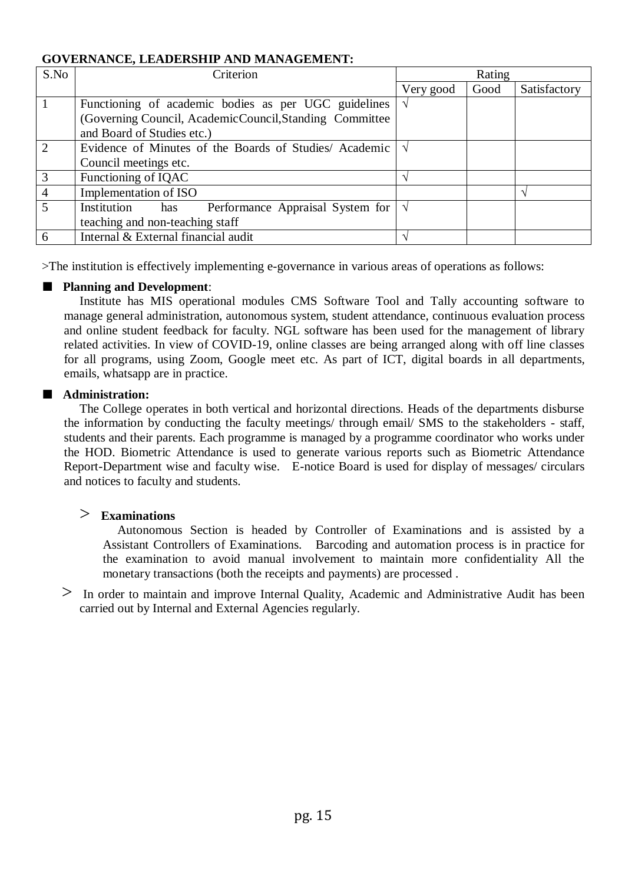**GOVERNANCE, LEADERSHIP AND MANAGEMENT:**

| S.No | Criterion | Rating | | |
|---|---|---|---|---|
| | | Very good | Good | Satisfactory |
| 1 | Functioning of academic bodies as per UGC guidelines (Governing Council, AcademicCouncil,Standing Committee and Board of Studies etc.) | √ | | |
| 2 | Evidence of Minutes of the Boards of Studies/ Academic Council meetings etc. | √ | | |
| 3 | Functioning of IQAC | √ | | |
| 4 | Implementation of ISO | | | √ |
| 5 | Institution has Performance Appraisal System for teaching and non-teaching staff | √ | | |
| 6 | Internal & External financial audit | √ | | |

>The institution is effectively implementing e-governance in various areas of operations as follows:

- **Planning and Development**:

  Institute has MIS operational modules CMS Software Tool and Tally accounting software to manage general administration, autonomous system, student attendance, continuous evaluation process and online student feedback for faculty. NGL software has been used for the management of library related activities. In view of COVID-19, online classes are being arranged along with off line classes for all programs, using Zoom, Google meet etc. As part of ICT, digital boards in all departments, emails, whatsapp are in practice.

- **Administration:**

  The College operates in both vertical and horizontal directions. Heads of the departments disburse the information by conducting the faculty meetings/ through email/ SMS to the stakeholders - staff, students and their parents. Each programme is managed by a programme coordinator who works under the HOD. Biometric Attendance is used to generate various reports such as Biometric Attendance Report-Department wise and faculty wise. E-notice Board is used for display of messages/ circulars and notices to faculty and students.

> **Examinations**

Autonomous Section is headed by Controller of Examinations and is assisted by a Assistant Controllers of Examinations. Barcoding and automation process is in practice for the examination to avoid manual involvement to maintain more confidentiality All the monetary transactions (both the receipts and payments) are processed .

> In order to maintain and improve Internal Quality, Academic and Administrative Audit has been carried out by Internal and External Agencies regularly.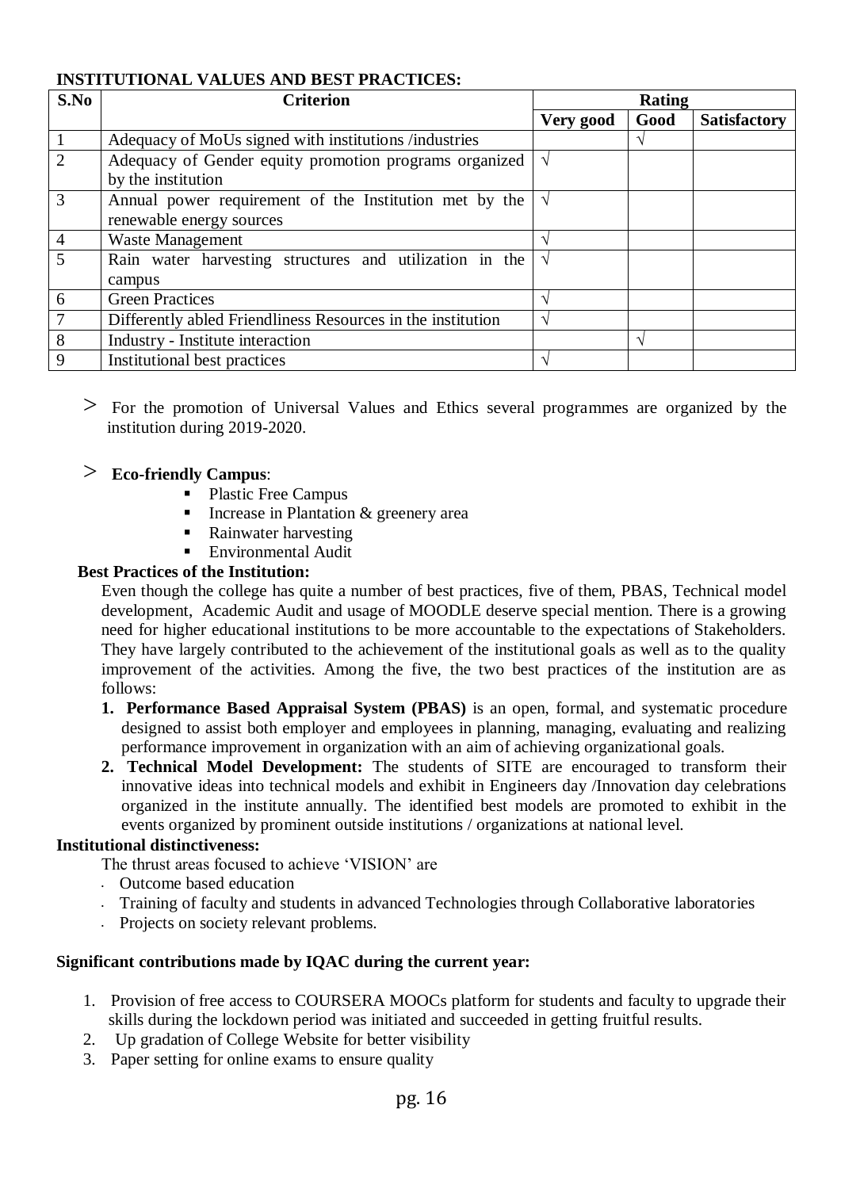**INSTITUTIONAL VALUES AND BEST PRACTICES:**

| S.No | Criterion | Rating | | |
|---|---|---|---|---|
| | | Very good | Good | Satisfactory |
| 1 | Adequacy of MoUs signed with institutions /industries | | √ | |
| 2 | Adequacy of Gender equity promotion programs organized by the institution | √ | | |
| 3 | Annual power requirement of the Institution met by the renewable energy sources | √ | | |
| 4 | Waste Management | √ | | |
| 5 | Rain water harvesting structures and utilization in the campus | √ | | |
| 6 | Green Practices | √ | | |
| 7 | Differently abled Friendliness Resources in the institution | √ | | |
| 8 | Industry - Institute interaction | | √ | |
| 9 | Institutional best practices | √ | | |

> For the promotion of Universal Values and Ethics several programmes are organized by the institution during 2019-2020.

> **Eco-friendly Campus**:

- Plastic Free Campus
- Increase in Plantation & greenery area
- Rainwater harvesting
- Environmental Audit

**Best Practices of the Institution:**

Even though the college has quite a number of best practices, five of them, PBAS, Technical model development, Academic Audit and usage of MOODLE deserve special mention. There is a growing need for higher educational institutions to be more accountable to the expectations of Stakeholders. They have largely contributed to the achievement of the institutional goals as well as to the quality improvement of the activities. Among the five, the two best practices of the institution are as follows:

1. **Performance Based Appraisal System (PBAS)** is an open, formal, and systematic procedure designed to assist both employer and employees in planning, managing, evaluating and realizing performance improvement in organization with an aim of achieving organizational goals.
2. **Technical Model Development:** The students of SITE are encouraged to transform their innovative ideas into technical models and exhibit in Engineers day /Innovation day celebrations organized in the institute annually. The identified best models are promoted to exhibit in the events organized by prominent outside institutions / organizations at national level.

**Institutional distinctiveness:**

The thrust areas focused to achieve 'VISION' are

- Outcome based education
- Training of faculty and students in advanced Technologies through Collaborative laboratories
- Projects on society relevant problems.

**Significant contributions made by IQAC during the current year:**

1. Provision of free access to COURSERA MOOCs platform for students and faculty to upgrade their skills during the lockdown period was initiated and succeeded in getting fruitful results.
2. Up gradation of College Website for better visibility
3. Paper setting for online exams to ensure quality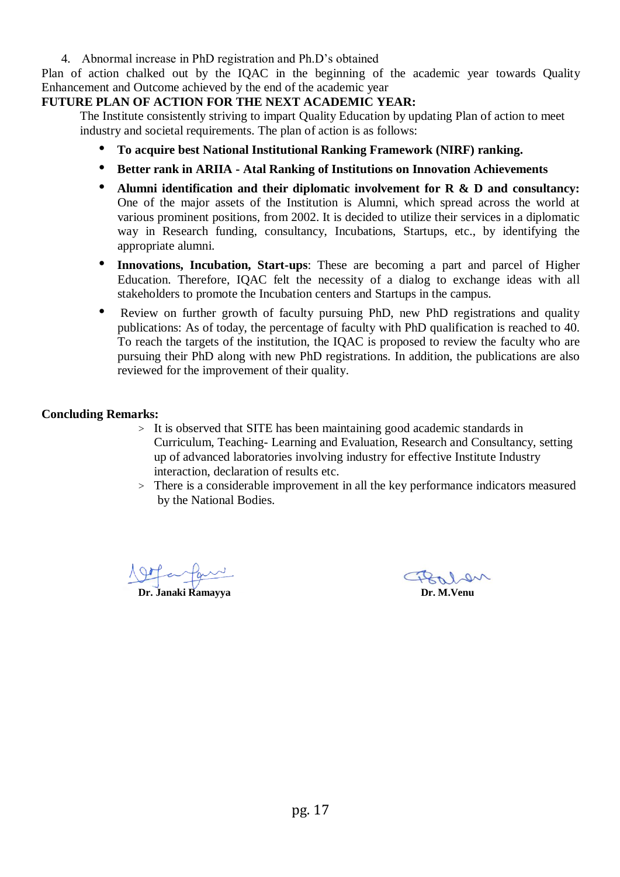4. Abnormal increase in PhD registration and Ph.D's obtained

Plan of action chalked out by the IQAC in the beginning of the academic year towards Quality Enhancement and Outcome achieved by the end of the academic year

**FUTURE PLAN OF ACTION FOR THE NEXT ACADEMIC YEAR:**

The Institute consistently striving to impart Quality Education by updating Plan of action to meet industry and societal requirements. The plan of action is as follows:

- **To acquire best National Institutional Ranking Framework (NIRF) ranking.**
- **Better rank in ARIIA - Atal Ranking of Institutions on Innovation Achievements**
- **Alumni identification and their diplomatic involvement for R & D and consultancy:** One of the major assets of the Institution is Alumni, which spread across the world at various prominent positions, from 2002. It is decided to utilize their services in a diplomatic way in Research funding, consultancy, Incubations, Startups, etc., by identifying the appropriate alumni.
- **Innovations, Incubation, Start-ups**: These are becoming a part and parcel of Higher Education. Therefore, IQAC felt the necessity of a dialog to exchange ideas with all stakeholders to promote the Incubation centers and Startups in the campus.
- Review on further growth of faculty pursuing PhD, new PhD registrations and quality publications: As of today, the percentage of faculty with PhD qualification is reached to 40. To reach the targets of the institution, the IQAC is proposed to review the faculty who are pursuing their PhD along with new PhD registrations. In addition, the publications are also reviewed for the improvement of their quality.

**Concluding Remarks:**

> It is observed that SITE has been maintaining good academic standards in Curriculum, Teaching- Learning and Evaluation, Research and Consultancy, setting up of advanced laboratories involving industry for effective Institute Industry interaction, declaration of results etc.

> There is a considerable improvement in all the key performance indicators measured by the National Bodies.

**Dr. Janaki Ramayya** | **Dr. M.Venu**